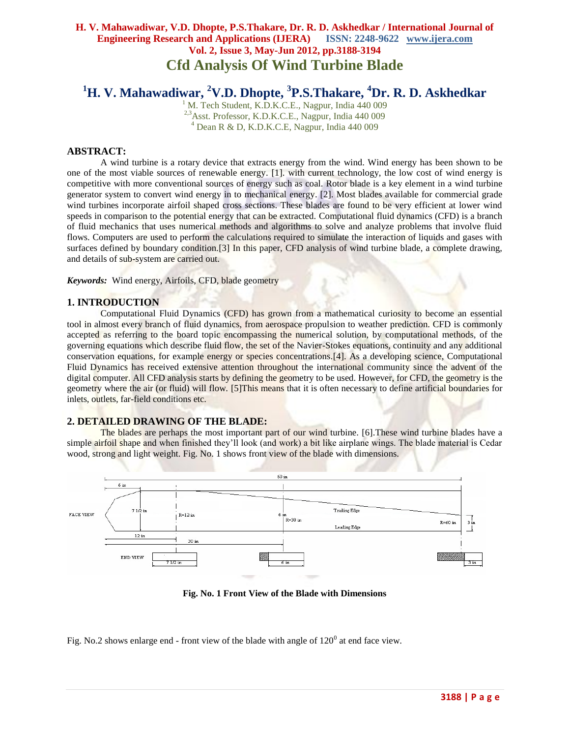# Cfd Analysis Of Wind Turbine Blade

**[1]H. V. Mahawadiwar, [2]V.D. Dhopte, [3]P.S.Thakare, [4]Dr. R. D. Askhedkar**

[1] M. Tech Student, K.D.K.C.E., Nagpur, India 440 009
[2,3]Asst. Professor, K.D.K.C.E., Nagpur, India 440 009
[4] Dean R & D, K.D.K.C.E, Nagpur, India 440 009

## ABSTRACT:

A wind turbine is a rotary device that extracts energy from the wind. Wind energy has been shown to be one of the most viable sources of renewable energy. [1]. with current technology, the low cost of wind energy is competitive with more conventional sources of energy such as coal. Rotor blade is a key element in a wind turbine generator system to convert wind energy in to mechanical energy. [2]. Most blades available for commercial grade wind turbines incorporate airfoil shaped cross sections. These blades are found to be very efficient at lower wind speeds in comparison to the potential energy that can be extracted. Computational fluid dynamics (CFD) is a branch of fluid mechanics that uses numerical methods and algorithms to solve and analyze problems that involve fluid flows. Computers are used to perform the calculations required to simulate the interaction of liquids and gases with surfaces defined by boundary condition.[3] In this paper, CFD analysis of wind turbine blade, a complete drawing, and details of sub-system are carried out.

***Keywords:*** Wind energy, Airfoils, CFD, blade geometry

## 1. INTRODUCTION

Computational Fluid Dynamics (CFD) has grown from a mathematical curiosity to become an essential tool in almost every branch of fluid dynamics, from aerospace propulsion to weather prediction. CFD is commonly accepted as referring to the board topic encompassing the numerical solution, by computational methods, of the governing equations which describe fluid flow, the set of the Navier-Stokes equations, continuity and any additional conservation equations, for example energy or species concentrations.[4]. As a developing science, Computational Fluid Dynamics has received extensive attention throughout the international community since the advent of the digital computer. All CFD analysis starts by defining the geometry to be used. However, for CFD, the geometry is the geometry where the air (or fluid) will flow. [5]This means that it is often necessary to define artificial boundaries for inlets, outlets, far-field conditions etc.

## 2. DETAILED DRAWING OF THE BLADE:

The blades are perhaps the most important part of our wind turbine. [6].These wind turbine blades have a simple airfoil shape and when finished they'll look (and work) a bit like airplane wings. The blade material is Cedar wood, strong and light weight. Fig. No. 1 shows front view of the blade with dimensions.

**Fig. No. 1 Front View of the Blade with Dimensions**

Fig. No.2 shows enlarge end - front view of the blade with angle of $120^0$ at end face view.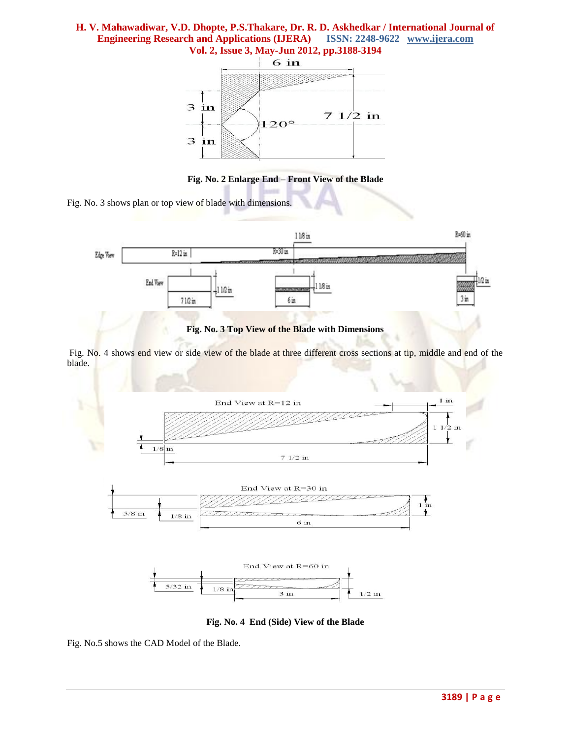Fig. No. 2 Enlarge End – Front View of the Blade

Fig. No. 3 shows plan or top view of blade with dimensions.

Fig. No. 3 Top View of the Blade with Dimensions

Fig. No. 4 shows end view or side view of the blade at three different cross sections at tip, middle and end of the blade.

Fig. No. 4 End (Side) View of the Blade

Fig. No.5 shows the CAD Model of the Blade.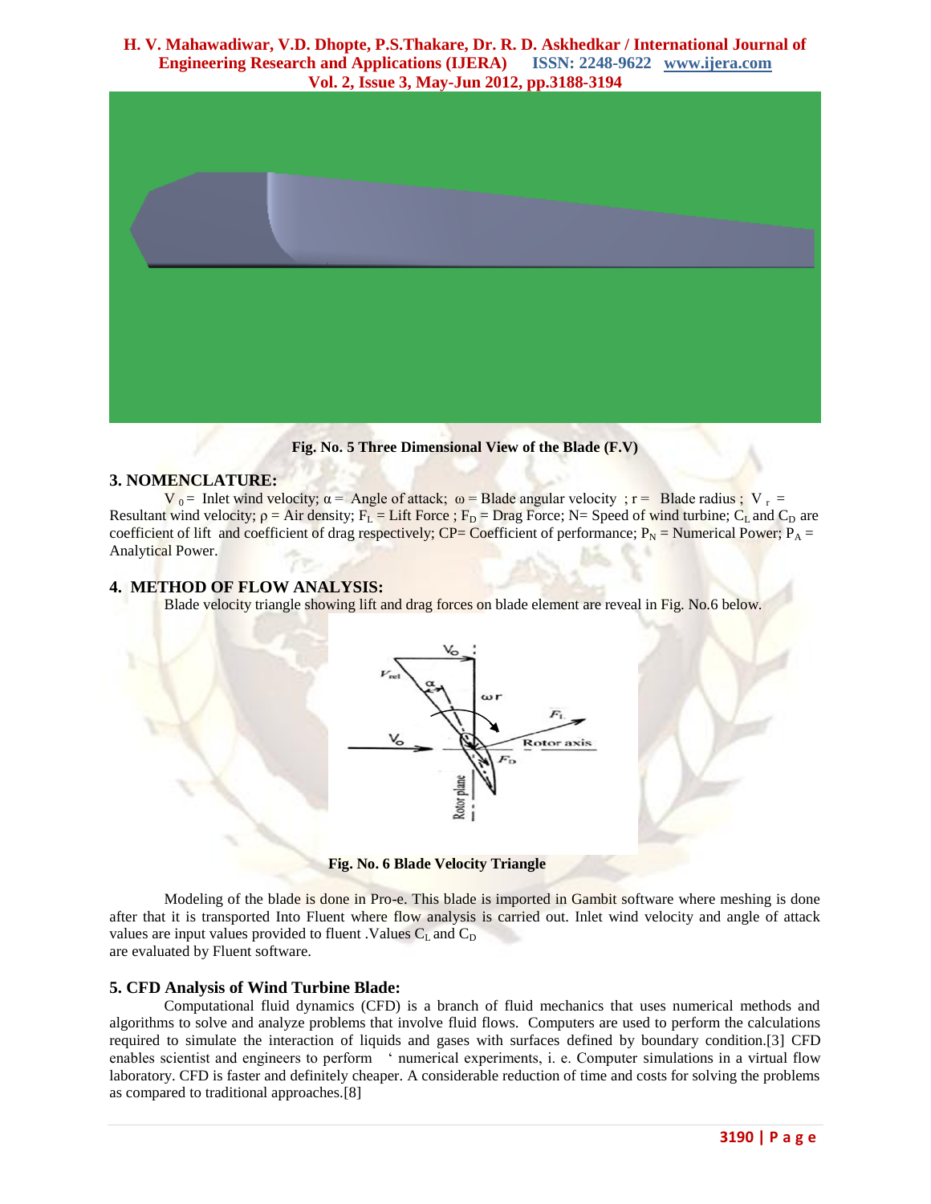Fig. No. 5 Three Dimensional View of the Blade (F.V)

## 3. NOMENCLATURE:

$V_0$ = Inlet wind velocity; $\alpha$ = Angle of attack; $\omega$ = Blade angular velocity ; r = Blade radius ; $V_r$ = Resultant wind velocity; $\rho$ = Air density; $F_L$ = Lift Force ; $F_D$ = Drag Force; N= Speed of wind turbine; $C_L$ and $C_D$ are coefficient of lift and coefficient of drag respectively; CP= Coefficient of performance; $P_N$ = Numerical Power; $P_A$ = Analytical Power.

## 4. METHOD OF FLOW ANALYSIS:

Blade velocity triangle showing lift and drag forces on blade element are reveal in Fig. No.6 below.

Fig. No. 6 Blade Velocity Triangle

Modeling of the blade is done in Pro-e. This blade is imported in Gambit software where meshing is done after that it is transported Into Fluent where flow analysis is carried out. Inlet wind velocity and angle of attack values are input values provided to fluent .Values $C_L$ and $C_D$ are evaluated by Fluent software.

## 5. CFD Analysis of Wind Turbine Blade:

Computational fluid dynamics (CFD) is a branch of fluid mechanics that uses numerical methods and algorithms to solve and analyze problems that involve fluid flows. Computers are used to perform the calculations required to simulate the interaction of liquids and gases with surfaces defined by boundary condition.[3] CFD enables scientist and engineers to perform ' numerical experiments, i. e. Computer simulations in a virtual flow laboratory. CFD is faster and definitely cheaper. A considerable reduction of time and costs for solving the problems as compared to traditional approaches.[8]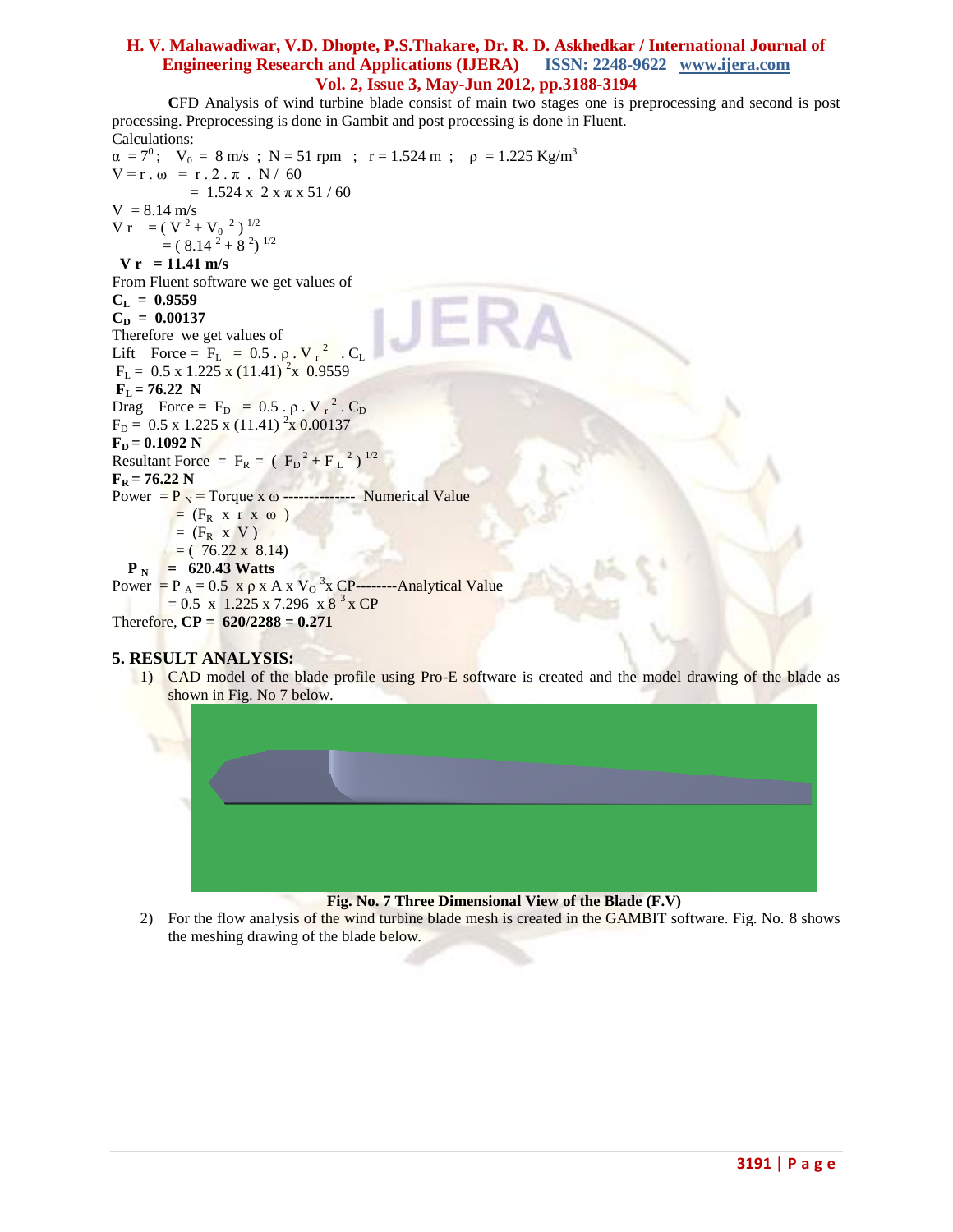**C**FD Analysis of wind turbine blade consist of main two stages one is preprocessing and second is post processing. Preprocessing is done in Gambit and post processing is done in Fluent.

Calculations:

$\alpha = 7^0$; $V_0 = 8$ m/s ; N = 51 rpm ; r = 1.524 m ; $\rho = 1.225$ Kg/m$^3$

$V = r \,.\, \omega = r \,.\, 2 \,.\, \pi \,.\, N / 60$

$= 1.524 \times 2 \times \pi \times 51 / 60$

$V = 8.14$ m/s

$V_r = ( V^2 + V_0^{\ 2} )^{1/2}$

$= ( 8.14^2 + 8^2 )^{1/2}$

**$V_r$ = 11.41 m/s**

From Fluent software we get values of

**$C_L$ = 0.9559**

**$C_D$ = 0.00137**

Therefore we get values of

Lift Force = $F_L = 0.5 \,.\, \rho \,.\, V_r^{\ 2} \,.\, C_L$

$F_L = 0.5 \times 1.225 \times (11.41)^2 \times 0.9559$

**$F_L$ = 76.22 N**

Drag Force = $F_D = 0.5 \,.\, \rho \,.\, V_r^{\ 2} \,.\, C_D$

$F_D = 0.5 \times 1.225 \times (11.41)^2 \times 0.00137$

**$F_D$ = 0.1092 N**

Resultant Force = $F_R = ( F_D^{\ 2} + F_L^{\ 2} )^{1/2}$

**$F_R$ = 76.22 N**

Power = $P_N$ = Torque x $\omega$ -------------- Numerical Value

$= ( F_R \times r \times \omega )$

$= ( F_R \times V )$

$= ( 76.22 \times 8.14 )$

**$P_N$ = 620.43 Watts**

Power = $P_A = 0.5 \times \rho \times A \times V_O^{\ 3} \times CP$--------Analytical Value

$= 0.5 \times 1.225 \times 7.296 \times 8^3 \times CP$

Therefore, **CP = 620/2288 = 0.271**

## 5. RESULT ANALYSIS:

1) CAD model of the blade profile using Pro-E software is created and the model drawing of the blade as shown in Fig. No 7 below.

**Fig. No. 7 Three Dimensional View of the Blade (F.V)**

2) For the flow analysis of the wind turbine blade mesh is created in the GAMBIT software. Fig. No. 8 shows the meshing drawing of the blade below.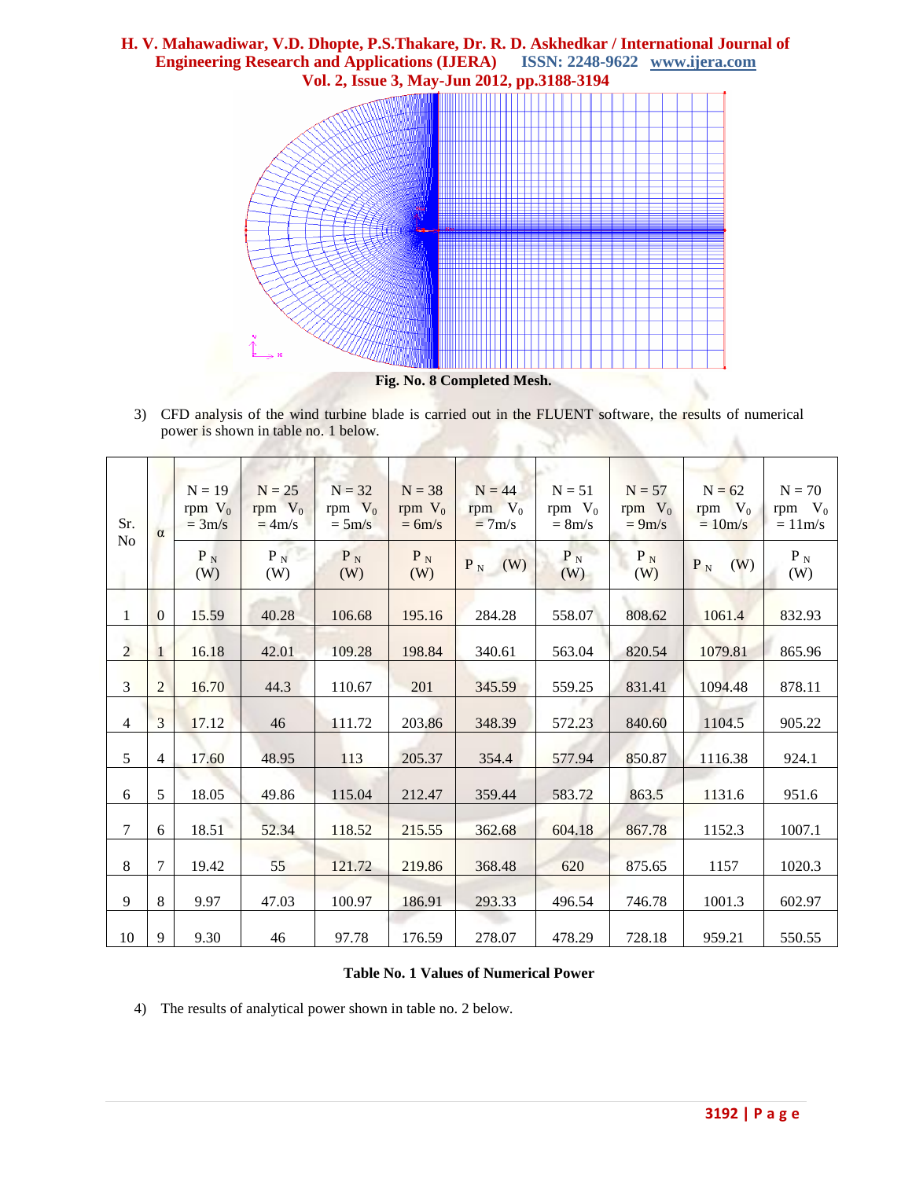Fig. No. 8 Completed Mesh.

3) CFD analysis of the wind turbine blade is carried out in the FLUENT software, the results of numerical power is shown in table no. 1 below.

| Sr. No | α | N = 19 rpm $V_0$ = 3m/s | N = 25 rpm $V_0$ = 4m/s | N = 32 rpm $V_0$ = 5m/s | N = 38 rpm $V_0$ = 6m/s | N = 44 rpm $V_0$ = 7m/s | N = 51 rpm $V_0$ = 8m/s | N = 57 rpm $V_0$ = 9m/s | N = 62 rpm $V_0$ = 10m/s | N = 70 rpm $V_0$ = 11m/s |
|---|---|---|---|---|---|---|---|---|---|---|
| | | $P_N$ (W) | $P_N$ (W) | $P_N$ (W) | $P_N$ (W) | $P_N$ (W) | $P_N$ (W) | $P_N$ (W) | $P_N$ (W) | $P_N$ (W) |
| 1 | 0 | 15.59 | 40.28 | 106.68 | 195.16 | 284.28 | 558.07 | 808.62 | 1061.4 | 832.93 |
| 2 | 1 | 16.18 | 42.01 | 109.28 | 198.84 | 340.61 | 563.04 | 820.54 | 1079.81 | 865.96 |
| 3 | 2 | 16.70 | 44.3 | 110.67 | 201 | 345.59 | 559.25 | 831.41 | 1094.48 | 878.11 |
| 4 | 3 | 17.12 | 46 | 111.72 | 203.86 | 348.39 | 572.23 | 840.60 | 1104.5 | 905.22 |
| 5 | 4 | 17.60 | 48.95 | 113 | 205.37 | 354.4 | 577.94 | 850.87 | 1116.38 | 924.1 |
| 6 | 5 | 18.05 | 49.86 | 115.04 | 212.47 | 359.44 | 583.72 | 863.5 | 1131.6 | 951.6 |
| 7 | 6 | 18.51 | 52.34 | 118.52 | 215.55 | 362.68 | 604.18 | 867.78 | 1152.3 | 1007.1 |
| 8 | 7 | 19.42 | 55 | 121.72 | 219.86 | 368.48 | 620 | 875.65 | 1157 | 1020.3 |
| 9 | 8 | 9.97 | 47.03 | 100.97 | 186.91 | 293.33 | 496.54 | 746.78 | 1001.3 | 602.97 |
| 10 | 9 | 9.30 | 46 | 97.78 | 176.59 | 278.07 | 478.29 | 728.18 | 959.21 | 550.55 |

**Table No. 1 Values of Numerical Power**

4) The results of analytical power shown in table no. 2 below.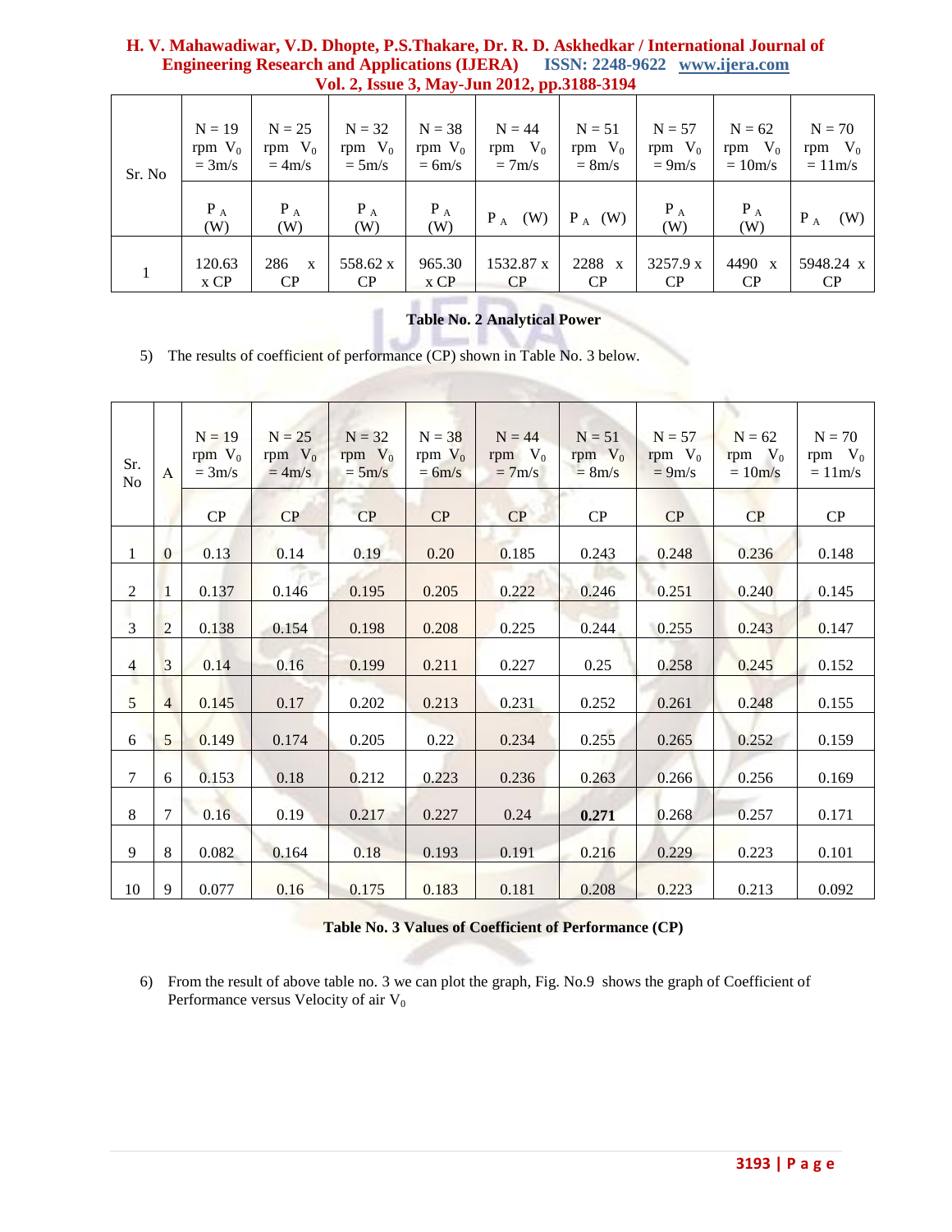| Sr. No | N = 19 rpm $V_0$ = 3m/s | N = 25 rpm $V_0$ = 4m/s | N = 32 rpm $V_0$ = 5m/s | N = 38 rpm $V_0$ = 6m/s | N = 44 rpm $V_0$ = 7m/s | N = 51 rpm $V_0$ = 8m/s | N = 57 rpm $V_0$ = 9m/s | N = 62 rpm $V_0$ = 10m/s | N = 70 rpm $V_0$ = 11m/s |
|---|---|---|---|---|---|---|---|---|---|
| | $P_A$ (W) | $P_A$ (W) | $P_A$ (W) | $P_A$ (W) | $P_A$ (W) | $P_A$ (W) | $P_A$ (W) | $P_A$ (W) | $P_A$ (W) |
| 1 | 120.63 x CP | 286 x CP | 558.62 x CP | 965.30 x CP | 1532.87 x CP | 2288 x CP | 3257.9 x CP | 4490 x CP | 5948.24 x CP |

**Table No. 2 Analytical Power**

5) The results of coefficient of performance (CP) shown in Table No. 3 below.

| Sr. No | A | N = 19 rpm $V_0$ = 3m/s | N = 25 rpm $V_0$ = 4m/s | N = 32 rpm $V_0$ = 5m/s | N = 38 rpm $V_0$ = 6m/s | N = 44 rpm $V_0$ = 7m/s | N = 51 rpm $V_0$ = 8m/s | N = 57 rpm $V_0$ = 9m/s | N = 62 rpm $V_0$ = 10m/s | N = 70 rpm $V_0$ = 11m/s |
|---|---|---|---|---|---|---|---|---|---|---|
| | | CP | CP | CP | CP | CP | CP | CP | CP | CP |
| 1 | 0 | 0.13 | 0.14 | 0.19 | 0.20 | 0.185 | 0.243 | 0.248 | 0.236 | 0.148 |
| 2 | 1 | 0.137 | 0.146 | 0.195 | 0.205 | 0.222 | 0.246 | 0.251 | 0.240 | 0.145 |
| 3 | 2 | 0.138 | 0.154 | 0.198 | 0.208 | 0.225 | 0.244 | 0.255 | 0.243 | 0.147 |
| 4 | 3 | 0.14 | 0.16 | 0.199 | 0.211 | 0.227 | 0.25 | 0.258 | 0.245 | 0.152 |
| 5 | 4 | 0.145 | 0.17 | 0.202 | 0.213 | 0.231 | 0.252 | 0.261 | 0.248 | 0.155 |
| 6 | 5 | 0.149 | 0.174 | 0.205 | 0.22 | 0.234 | 0.255 | 0.265 | 0.252 | 0.159 |
| 7 | 6 | 0.153 | 0.18 | 0.212 | 0.223 | 0.236 | 0.263 | 0.266 | 0.256 | 0.169 |
| 8 | 7 | 0.16 | 0.19 | 0.217 | 0.227 | 0.24 | **0.271** | 0.268 | 0.257 | 0.171 |
| 9 | 8 | 0.082 | 0.164 | 0.18 | 0.193 | 0.191 | 0.216 | 0.229 | 0.223 | 0.101 |
| 10 | 9 | 0.077 | 0.16 | 0.175 | 0.183 | 0.181 | 0.208 | 0.223 | 0.213 | 0.092 |

**Table No. 3 Values of Coefficient of Performance (CP)**

6) From the result of above table no. 3 we can plot the graph, Fig. No.9 shows the graph of Coefficient of Performance versus Velocity of air $V_0$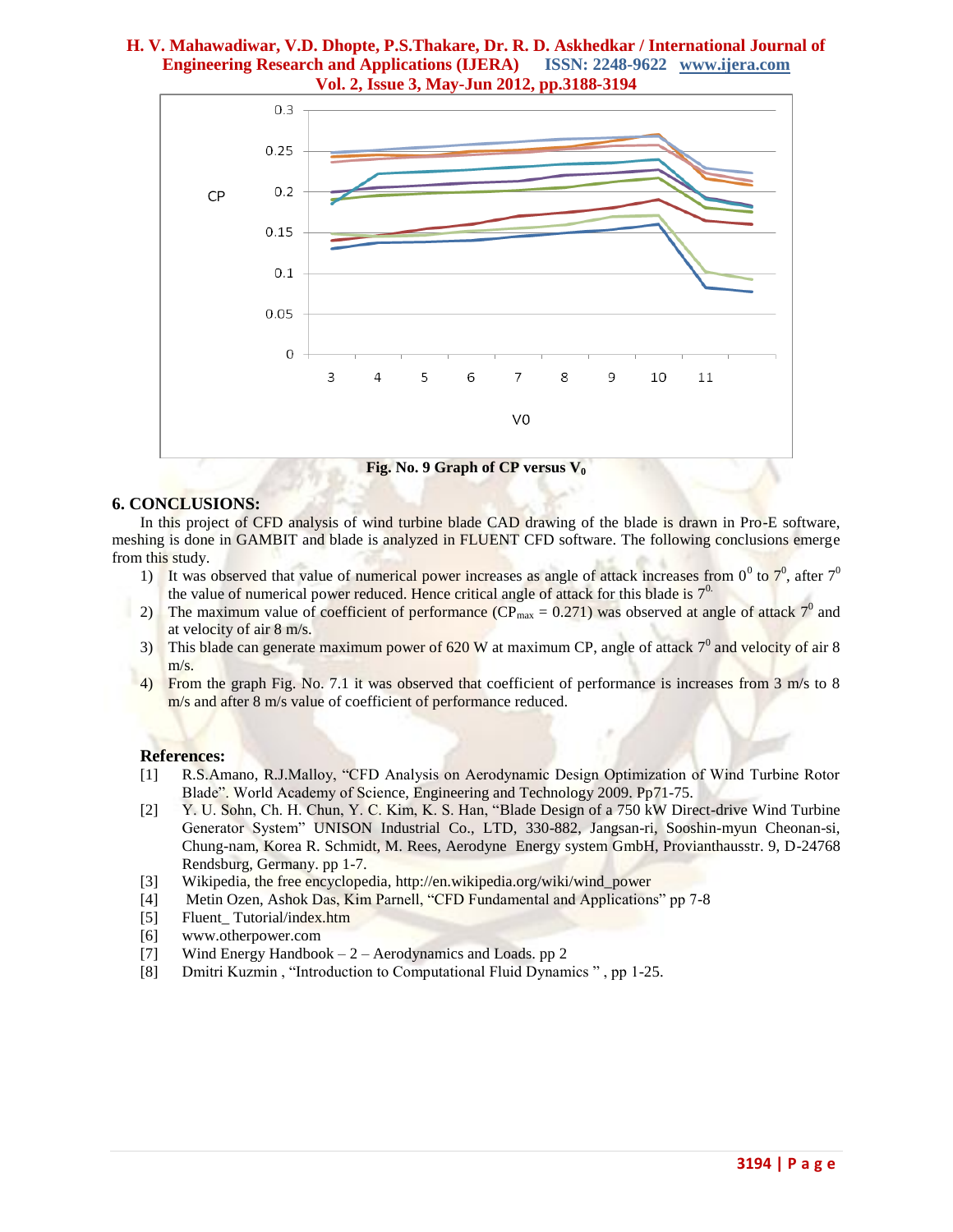0.3

0.25

0.2

CP

0.15

0.1

0.05

0

3 4 5 6 7 8 9 10 11

V0

Fig. No. 9 Graph of CP versus $V_0$

## 6. CONCLUSIONS:

In this project of CFD analysis of wind turbine blade CAD drawing of the blade is drawn in Pro-E software, meshing is done in GAMBIT and blade is analyzed in FLUENT CFD software. The following conclusions emerge from this study.

1) It was observed that value of numerical power increases as angle of attack increases from $0^0$ to $7^0$, after $7^0$ the value of numerical power reduced. Hence critical angle of attack for this blade is $7^0$.
2) The maximum value of coefficient of performance ($CP_{max}$ = 0.271) was observed at angle of attack $7^0$ and at velocity of air 8 m/s.
3) This blade can generate maximum power of 620 W at maximum CP, angle of attack $7^0$ and velocity of air 8 m/s.
4) From the graph Fig. No. 7.1 it was observed that coefficient of performance is increases from 3 m/s to 8 m/s and after 8 m/s value of coefficient of performance reduced.

### References:

[1] R.S.Amano, R.J.Malloy, "CFD Analysis on Aerodynamic Design Optimization of Wind Turbine Rotor Blade". World Academy of Science, Engineering and Technology 2009. Pp71-75.

[2] Y. U. Sohn, Ch. H. Chun, Y. C. Kim, K. S. Han, "Blade Design of a 750 kW Direct-drive Wind Turbine Generator System" UNISON Industrial Co., LTD, 330-882, Jangsan-ri, Sooshin-myun Cheonan-si, Chung-nam, Korea R. Schmidt, M. Rees, Aerodyne Energy system GmbH, Provianthausstr. 9, D-24768 Rendsburg, Germany. pp 1-7.

[3] Wikipedia, the free encyclopedia, http://en.wikipedia.org/wiki/wind_power

[4] Metin Ozen, Ashok Das, Kim Parnell, "CFD Fundamental and Applications" pp 7-8

[5] Fluent_ Tutorial/index.htm

[6] www.otherpower.com

[7] Wind Energy Handbook – 2 – Aerodynamics and Loads. pp 2

[8] Dmitri Kuzmin , "Introduction to Computational Fluid Dynamics " , pp 1-25.